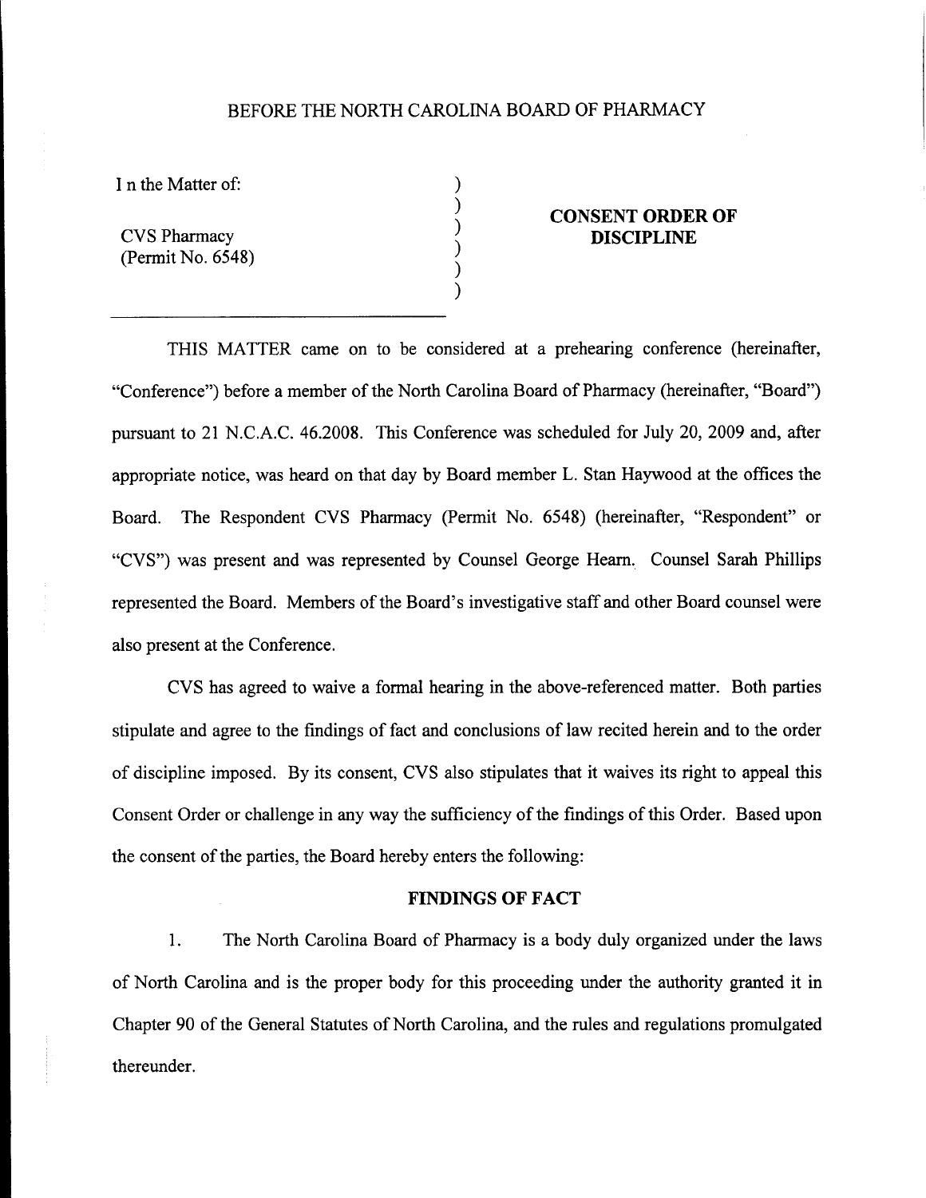BEFORE THE NORTH CAROLINA BOARD OF PHARMACY

I n the Matter of:

CVS Pharmacy
(Permit No. 6548)

**CONSENT ORDER OF DISCIPLINE**

---

THIS MATTER came on to be considered at a prehearing conference (hereinafter, "Conference") before a member of the North Carolina Board of Pharmacy (hereinafter, "Board") pursuant to 21 N.C.A.C. 46.2008. This Conference was scheduled for July 20, 2009 and, after appropriate notice, was heard on that day by Board member L. Stan Haywood at the offices the Board. The Respondent CVS Pharmacy (Permit No. 6548) (hereinafter, "Respondent" or "CVS") was present and was represented by Counsel George Hearn. Counsel Sarah Phillips represented the Board. Members of the Board's investigative staff and other Board counsel were also present at the Conference.

CVS has agreed to waive a formal hearing in the above-referenced matter. Both parties stipulate and agree to the findings of fact and conclusions of law recited herein and to the order of discipline imposed. By its consent, CVS also stipulates that it waives its right to appeal this Consent Order or challenge in any way the sufficiency of the findings of this Order. Based upon the consent of the parties, the Board hereby enters the following:

## FINDINGS OF FACT

1. The North Carolina Board of Pharmacy is a body duly organized under the laws of North Carolina and is the proper body for this proceeding under the authority granted it in Chapter 90 of the General Statutes of North Carolina, and the rules and regulations promulgated thereunder.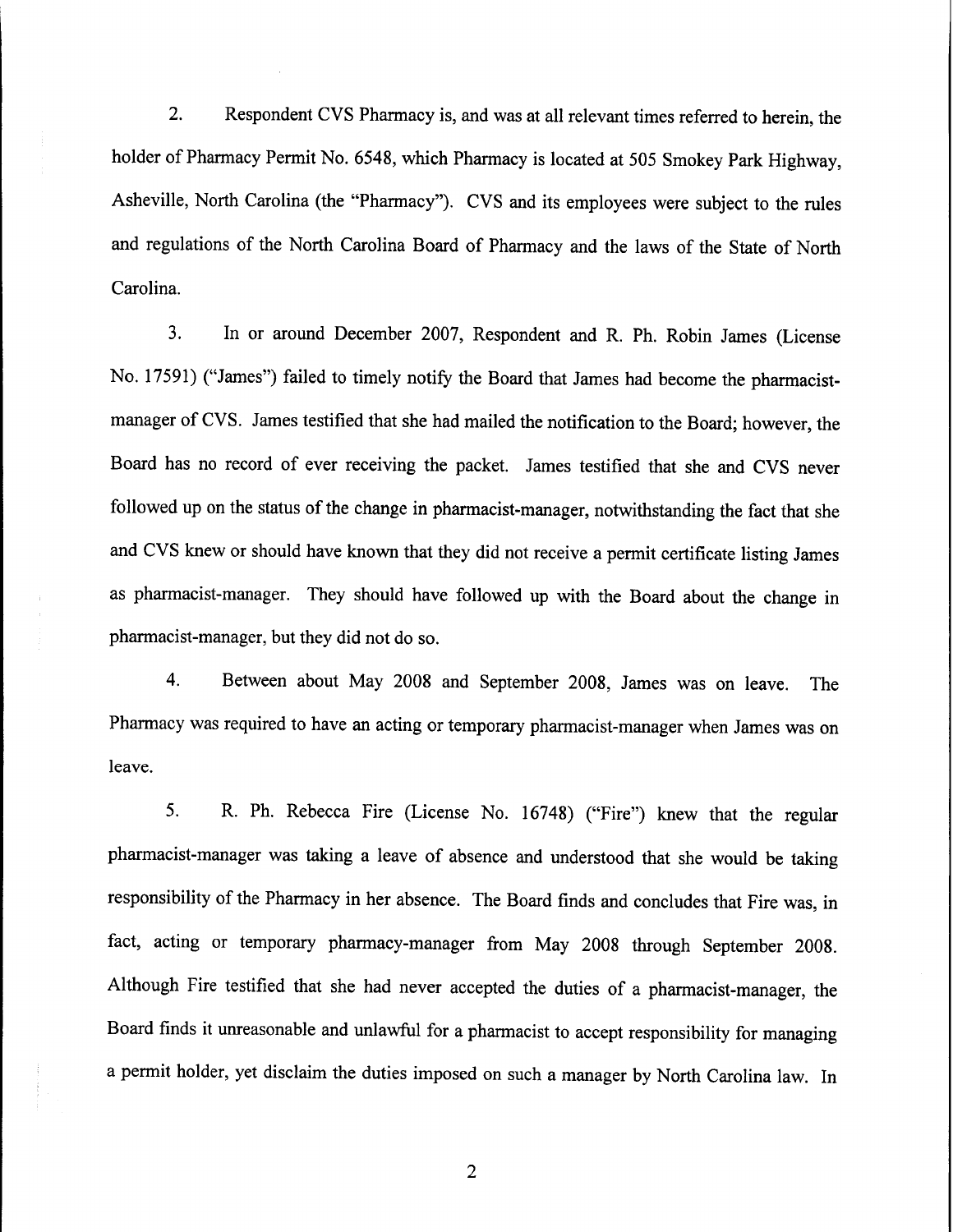2. Respondent CVS Pharmacy is, and was at all relevant times referred to herein, the holder of Pharmacy Permit No. 6548, which Pharmacy is located at 505 Smokey Park Highway, Asheville, North Carolina (the "Pharmacy"). CVS and its employees were subject to the rules and regulations of the North Carolina Board of Pharmacy and the laws of the State of North Carolina.

3. In or around December 2007, Respondent and R. Ph. Robin James (License No. 17591) ("James") failed to timely notify the Board that James had become the pharmacist-manager of CVS. James testified that she had mailed the notification to the Board; however, the Board has no record of ever receiving the packet. James testified that she and CVS never followed up on the status of the change in pharmacist-manager, notwithstanding the fact that she and CVS knew or should have known that they did not receive a permit certificate listing James as pharmacist-manager. They should have followed up with the Board about the change in pharmacist-manager, but they did not do so.

4. Between about May 2008 and September 2008, James was on leave. The Pharmacy was required to have an acting or temporary pharmacist-manager when James was on leave.

5. R. Ph. Rebecca Fire (License No. 16748) ("Fire") knew that the regular pharmacist-manager was taking a leave of absence and understood that she would be taking responsibility of the Pharmacy in her absence. The Board finds and concludes that Fire was, in fact, acting or temporary pharmacy-manager from May 2008 through September 2008. Although Fire testified that she had never accepted the duties of a pharmacist-manager, the Board finds it unreasonable and unlawful for a pharmacist to accept responsibility for managing a permit holder, yet disclaim the duties imposed on such a manager by North Carolina law. In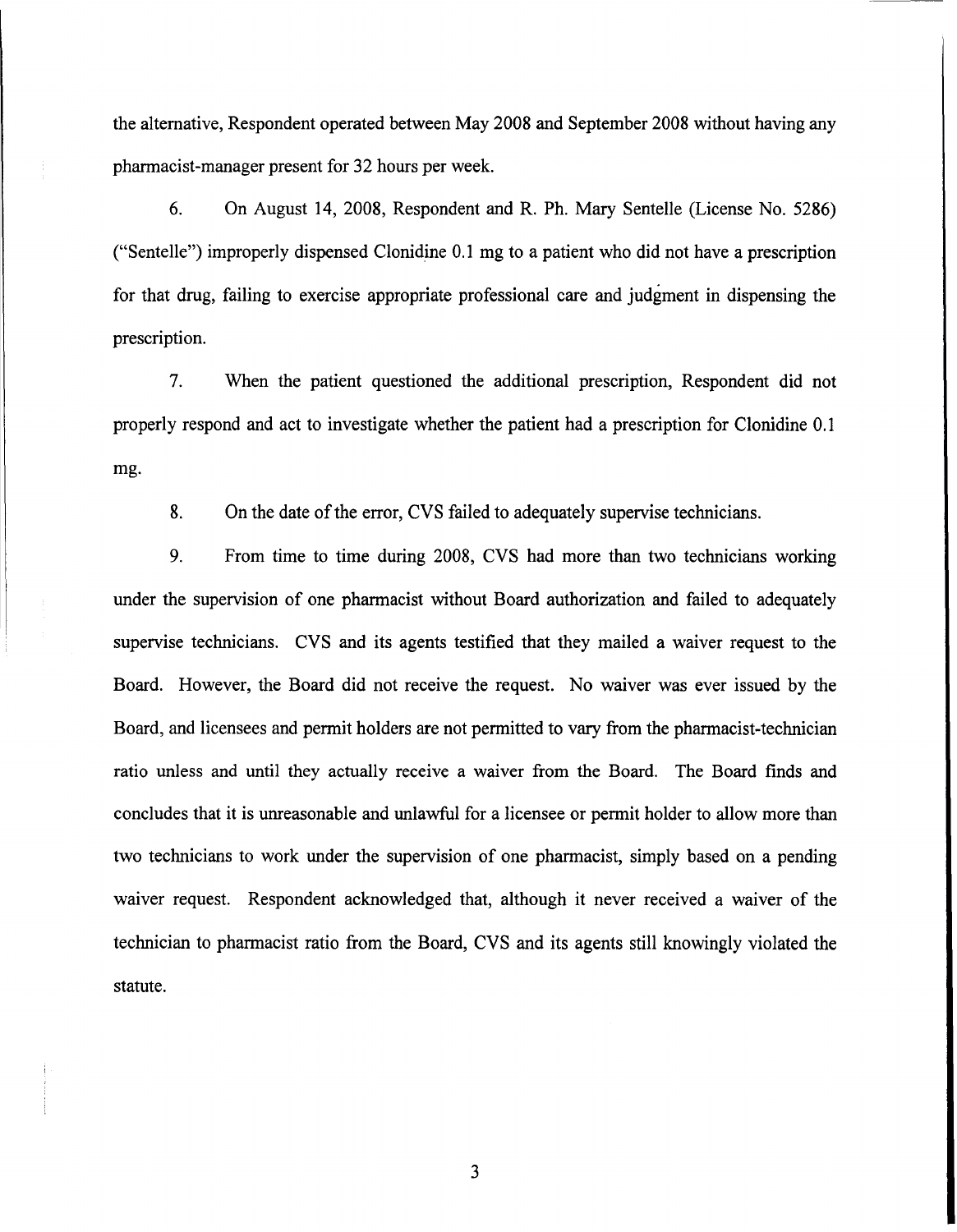the alternative, Respondent operated between May 2008 and September 2008 without having any pharmacist-manager present for 32 hours per week.

6. On August 14, 2008, Respondent and R. Ph. Mary Sentelle (License No. 5286) ("Sentelle") improperly dispensed Clonidine 0.1 mg to a patient who did not have a prescription for that drug, failing to exercise appropriate professional care and judgment in dispensing the prescription.

7. When the patient questioned the additional prescription, Respondent did not properly respond and act to investigate whether the patient had a prescription for Clonidine 0.1 mg.

8. On the date of the error, CVS failed to adequately supervise technicians.

9. From time to time during 2008, CVS had more than two technicians working under the supervision of one pharmacist without Board authorization and failed to adequately supervise technicians. CVS and its agents testified that they mailed a waiver request to the Board. However, the Board did not receive the request. No waiver was ever issued by the Board, and licensees and permit holders are not permitted to vary from the pharmacist-technician ratio unless and until they actually receive a waiver from the Board. The Board finds and concludes that it is unreasonable and unlawful for a licensee or permit holder to allow more than two technicians to work under the supervision of one pharmacist, simply based on a pending waiver request. Respondent acknowledged that, although it never received a waiver of the technician to pharmacist ratio from the Board, CVS and its agents still knowingly violated the statute.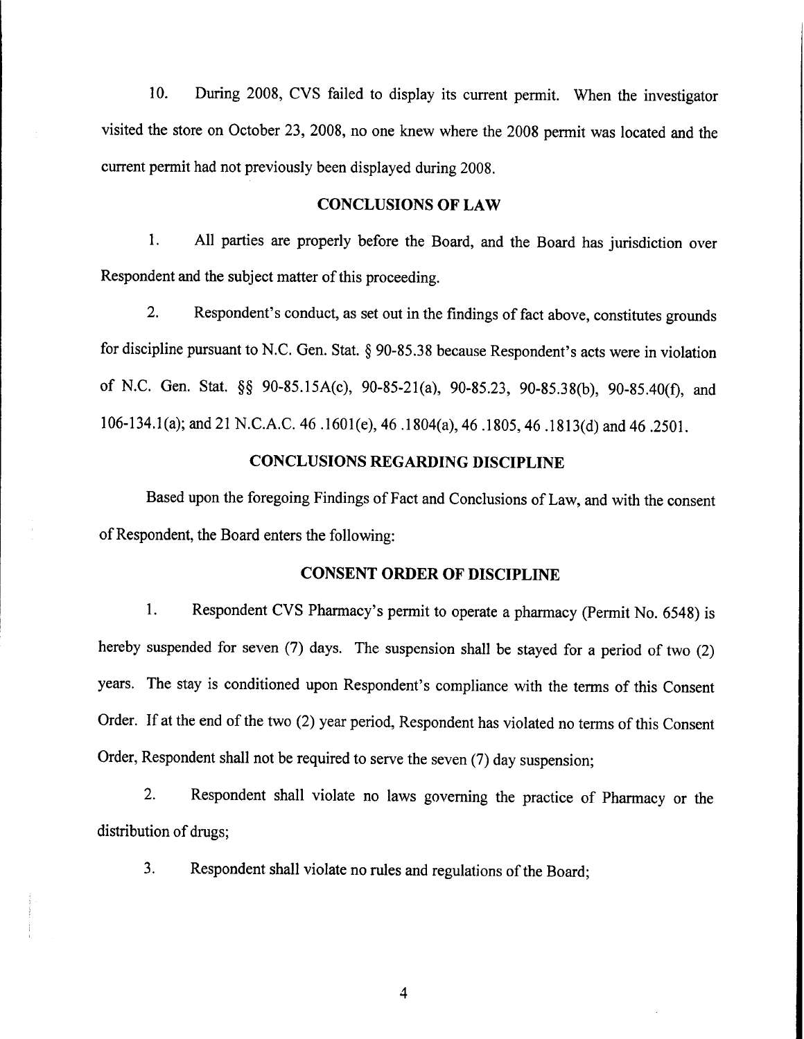10. During 2008, CVS failed to display its current permit. When the investigator visited the store on October 23, 2008, no one knew where the 2008 permit was located and the current permit had not previously been displayed during 2008.

## CONCLUSIONS OF LAW

1. All parties are properly before the Board, and the Board has jurisdiction over Respondent and the subject matter of this proceeding.

2. Respondent's conduct, as set out in the findings of fact above, constitutes grounds for discipline pursuant to N.C. Gen. Stat. § 90-85.38 because Respondent's acts were in violation of N.C. Gen. Stat. §§ 90-85.15A(c), 90-85-21(a), 90-85.23, 90-85.38(b), 90-85.40(f), and 106-134.1(a); and 21 N.C.A.C. 46 .1601(e), 46 .1804(a), 46 .1805, 46 .1813(d) and 46 .2501.

## CONCLUSIONS REGARDING DISCIPLINE

Based upon the foregoing Findings of Fact and Conclusions of Law, and with the consent of Respondent, the Board enters the following:

## CONSENT ORDER OF DISCIPLINE

1. Respondent CVS Pharmacy's permit to operate a pharmacy (Permit No. 6548) is hereby suspended for seven (7) days. The suspension shall be stayed for a period of two (2) years. The stay is conditioned upon Respondent's compliance with the terms of this Consent Order. If at the end of the two (2) year period, Respondent has violated no terms of this Consent Order, Respondent shall not be required to serve the seven (7) day suspension;

2. Respondent shall violate no laws governing the practice of Pharmacy or the distribution of drugs;

3. Respondent shall violate no rules and regulations of the Board;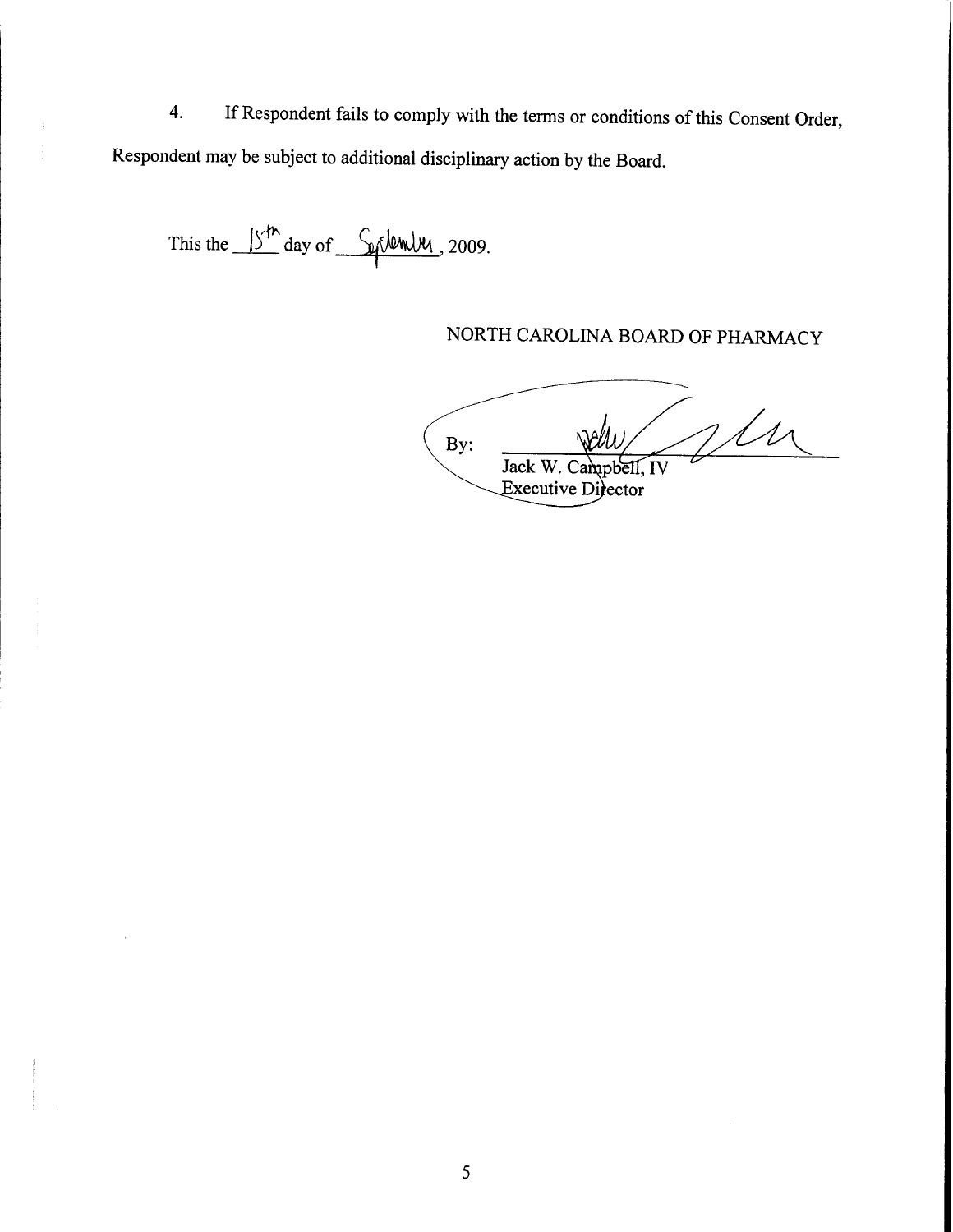4. If Respondent fails to comply with the terms or conditions of this Consent Order, Respondent may be subject to additional disciplinary action by the Board.

This the 15th day of September, 2009.

NORTH CAROLINA BOARD OF PHARMACY

By: ______________________
Jack W. Campbell, IV
Executive Director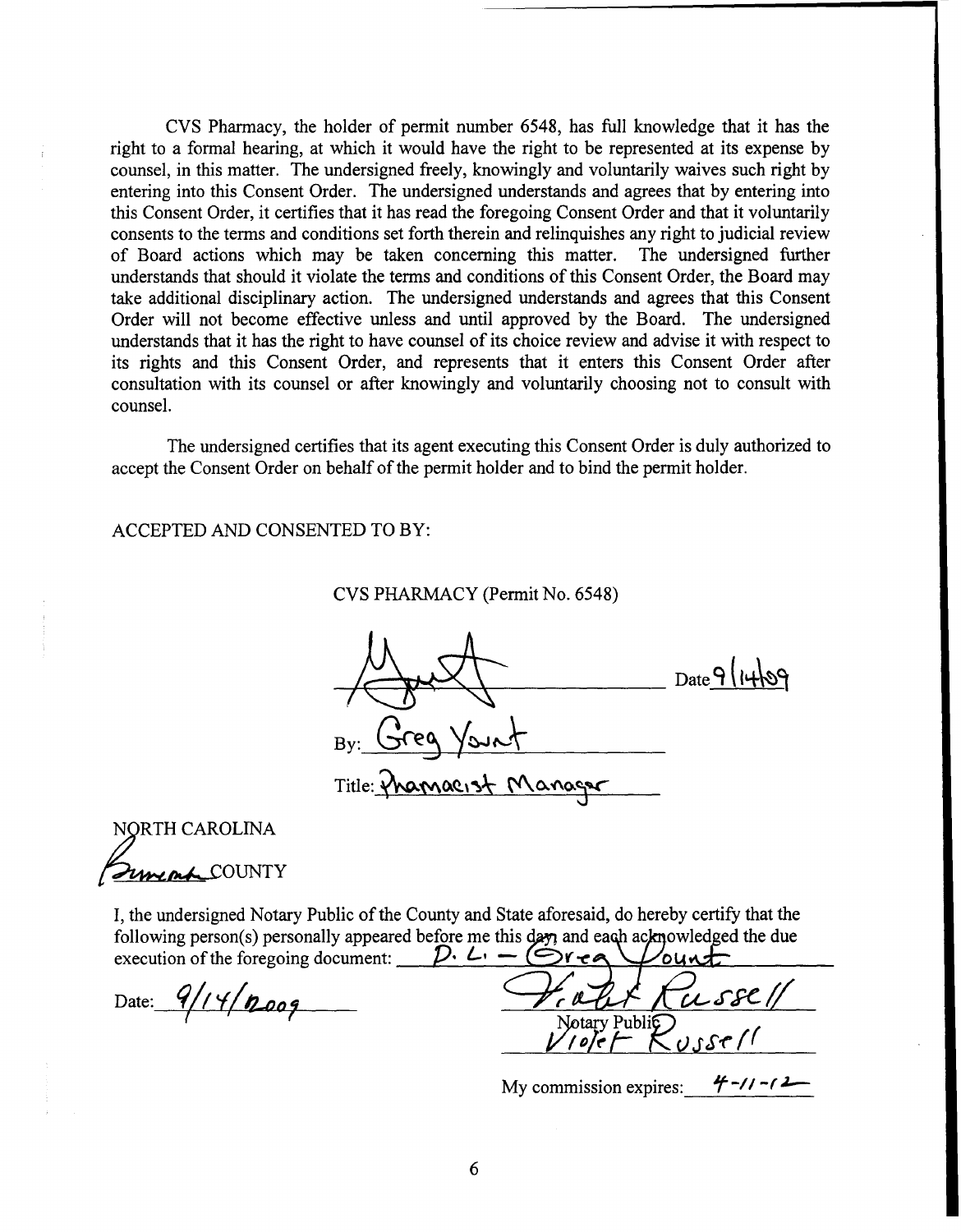CVS Pharmacy, the holder of permit number 6548, has full knowledge that it has the right to a formal hearing, at which it would have the right to be represented at its expense by counsel, in this matter. The undersigned freely, knowingly and voluntarily waives such right by entering into this Consent Order. The undersigned understands and agrees that by entering into this Consent Order, it certifies that it has read the foregoing Consent Order and that it voluntarily consents to the terms and conditions set forth therein and relinquishes any right to judicial review of Board actions which may be taken concerning this matter. The undersigned further understands that should it violate the terms and conditions of this Consent Order, the Board may take additional disciplinary action. The undersigned understands and agrees that this Consent Order will not become effective unless and until approved by the Board. The undersigned understands that it has the right to have counsel of its choice review and advise it with respect to its rights and this Consent Order, and represents that it enters this Consent Order after consultation with its counsel or after knowingly and voluntarily choosing not to consult with counsel.

The undersigned certifies that its agent executing this Consent Order is duly authorized to accept the Consent Order on behalf of the permit holder and to bind the permit holder.

ACCEPTED AND CONSENTED TO BY:

CVS PHARMACY (Permit No. 6548)

_______________________ Date 9/14/09

By: Greg Yount

Title: Pharmacist Manager

NORTH CAROLINA

Buncombe COUNTY

I, the undersigned Notary Public of the County and State aforesaid, do hereby certify that the following person(s) personally appeared before me this day and each acknowledged the due execution of the foregoing document: D. L. - Greg Yount

Date: 9/14/2009

_______________________
Notary Public
Violet Russell

My commission expires: 4-11-12